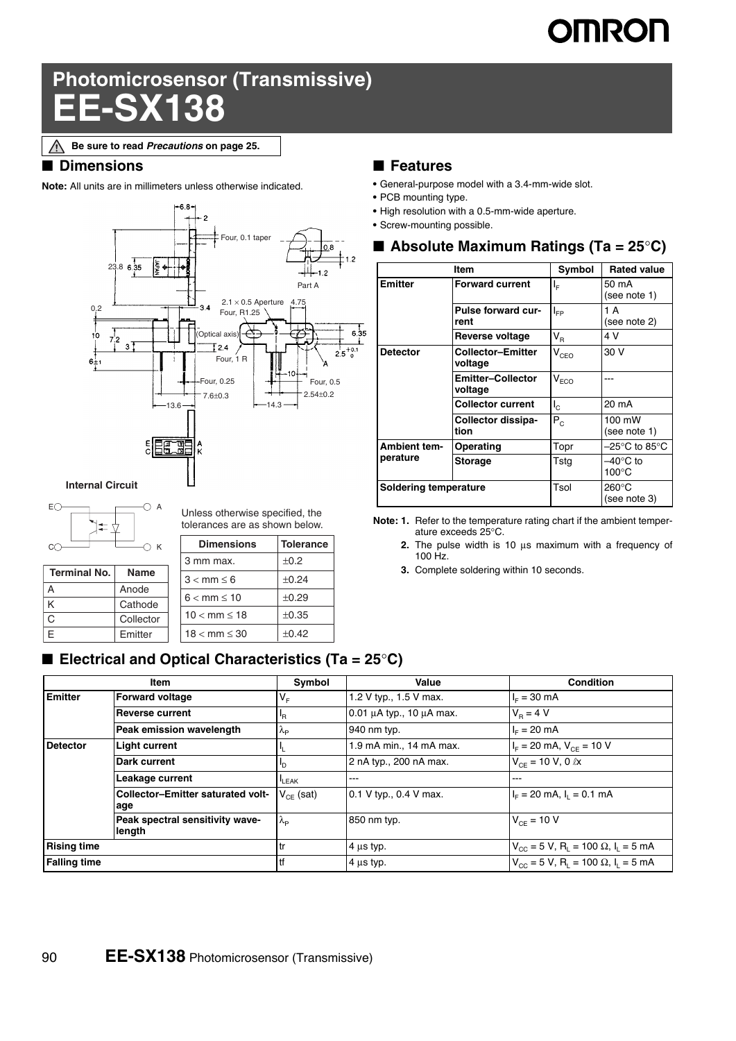# Photomicrosensor (Transmissive)

# EE-SX138

⚠ Be sure to read *Precautions* on page 25.

## ■ Dimensions

**Note:** All units are in millimeters unless otherwise indicated.

**Internal Circuit**

| Terminal No. | Name |
|---|---|
| A | Anode |
| K | Cathode |
| C | Collector |
| E | Emitter |

Unless otherwise specified, the tolerances are as shown below.

| Dimensions | Tolerance |
|---|---|
| 3 mm max. | ±0.2 |
| 3 < mm ≤ 6 | ±0.24 |
| 6 < mm ≤ 10 | ±0.29 |
| 10 < mm ≤ 18 | ±0.35 |
| 18 < mm ≤ 30 | ±0.42 |

## ■ Features

- General-purpose model with a 3.4-mm-wide slot.
- PCB mounting type.
- High resolution with a 0.5-mm-wide aperture.
- Screw-mounting possible.

## ■ Absolute Maximum Ratings (Ta = 25°C)

| Item | | Symbol | Rated value |
|---|---|---|---|
| Emitter | Forward current | $I_F$ | 50 mA (see note 1) |
| | Pulse forward current | $I_{FP}$ | 1 A (see note 2) |
| | Reverse voltage | $V_R$ | 4 V |
| Detector | Collector–Emitter voltage | $V_{CEO}$ | 30 V |
| | Emitter–Collector voltage | $V_{ECO}$ | --- |
| | Collector current | $I_C$ | 20 mA |
| | Collector dissipation | $P_C$ | 100 mW (see note 1) |
| Ambient temperature | Operating | Topr | –25°C to 85°C |
| | Storage | Tstg | –40°C to 100°C |
| Soldering temperature | | Tsol | 260°C (see note 3) |

**Note: 1.** Refer to the temperature rating chart if the ambient temperature exceeds 25°C.

**2.** The pulse width is 10 μs maximum with a frequency of 100 Hz.

**3.** Complete soldering within 10 seconds.

## ■ Electrical and Optical Characteristics (Ta = 25°C)

| Item | | Symbol | Value | Condition |
|---|---|---|---|---|
| Emitter | Forward voltage | $V_F$ | 1.2 V typ., 1.5 V max. | $I_F$ = 30 mA |
| | Reverse current | $I_R$ | 0.01 μA typ., 10 μA max. | $V_R$ = 4 V |
| | Peak emission wavelength | $\lambda_P$ | 940 nm typ. | $I_F$ = 20 mA |
| Detector | Light current | $I_L$ | 1.9 mA min., 14 mA max. | $I_F$ = 20 mA, $V_{CE}$ = 10 V |
| | Dark current | $I_D$ | 2 nA typ., 200 nA max. | $V_{CE}$ = 10 V, 0 ℓx |
| | Leakage current | $I_{LEAK}$ | --- | --- |
| | Collector–Emitter saturated voltage | $V_{CE}$ (sat) | 0.1 V typ., 0.4 V max. | $I_F$ = 20 mA, $I_L$ = 0.1 mA |
| | Peak spectral sensitivity wavelength | $\lambda_P$ | 850 nm typ. | $V_{CE}$ = 10 V |
| Rising time | | tr | 4 μs typ. | $V_{CC}$ = 5 V, $R_L$ = 100 Ω, $I_L$ = 5 mA |
| Falling time | | tf | 4 μs typ. | $V_{CC}$ = 5 V, $R_L$ = 100 Ω, $I_L$ = 5 mA |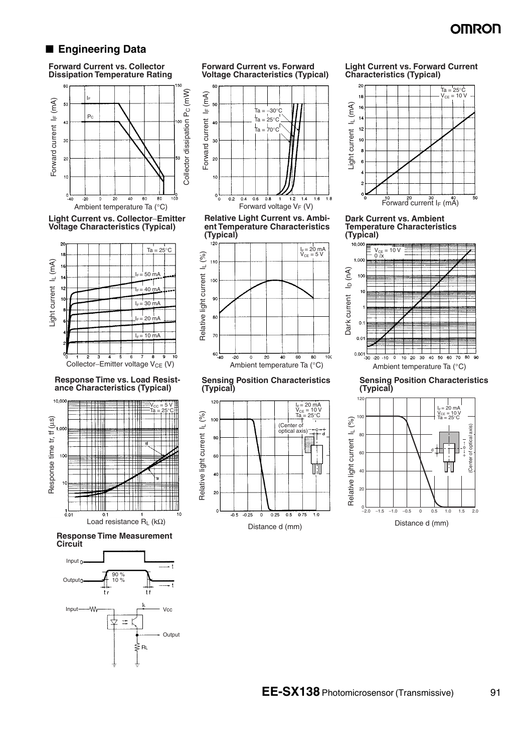## ■ Engineering Data

**Forward Current vs. Collector Dissipation Temperature Rating**

Forward current $I_F$ (mA)

Collector dissipation $P_C$ (mW)

$I_F$

$P_C$

Ambient temperature Ta (°C)

**Forward Current vs. Forward Voltage Characteristics (Typical)**

Ta = −30°C

Ta = 25°C

Ta = 70°C

Forward current $I_F$ (mA)

Forward voltage $V_F$ (V)

**Light Current vs. Forward Current Characteristics (Typical)**

Ta = 25°C

$V_{CE}$ = 10 V

Light current $I_L$ (mA)

Forward current $I_F$ (mA)

**Light Current vs. Collector−Emitter Voltage Characteristics (Typical)**

Ta = 25°C

$I_F$ = 50 mA

$I_F$ = 40 mA

$I_F$ = 30 mA

$I_F$ = 20 mA

$I_F$ = 10 mA

Light current $I_L$ (mA)

Collector−Emitter voltage $V_{CE}$ (V)

**Relative Light Current vs. Ambient Temperature Characteristics (Typical)**

$I_F$ = 20 mA

$V_{CE}$ = 5 V

Relative light current $I_L$ (%)

Ambient temperature Ta (°C)

**Dark Current vs. Ambient Temperature Characteristics (Typical)**

$V_{CE}$ = 10 V

0 ℓx

Dark current $I_D$ (nA)

Ambient temperature Ta (°C)

**Response Time vs. Load Resistance Characteristics (Typical)**

$V_{CC}$ = 5 V

Ta = 25°C

tf

tr

Response time tr, tf (μs)

Load resistance $R_L$ (kΩ)

**Sensing Position Characteristics (Typical)**

$I_F$ = 20 mA

$V_{CE}$ = 10 V

Ta = 25°C

(Center of optical axis)

d

Relative light current $I_L$ (%)

Distance d (mm)

**Sensing Position Characteristics (Typical)**

$I_F$ = 20 mA

$V_{CE}$ = 10 V

Ta = 25°C

d

(Center of optical axis)

Relative light current $I_L$ (%)

Distance d (mm)

**Response Time Measurement Circuit**

Input

Output

90 %

10 %

t

tr

tf

Input

$I_L$

Vcc

Output

RL

**EE-SX138** Photomicrosensor (Transmissive)